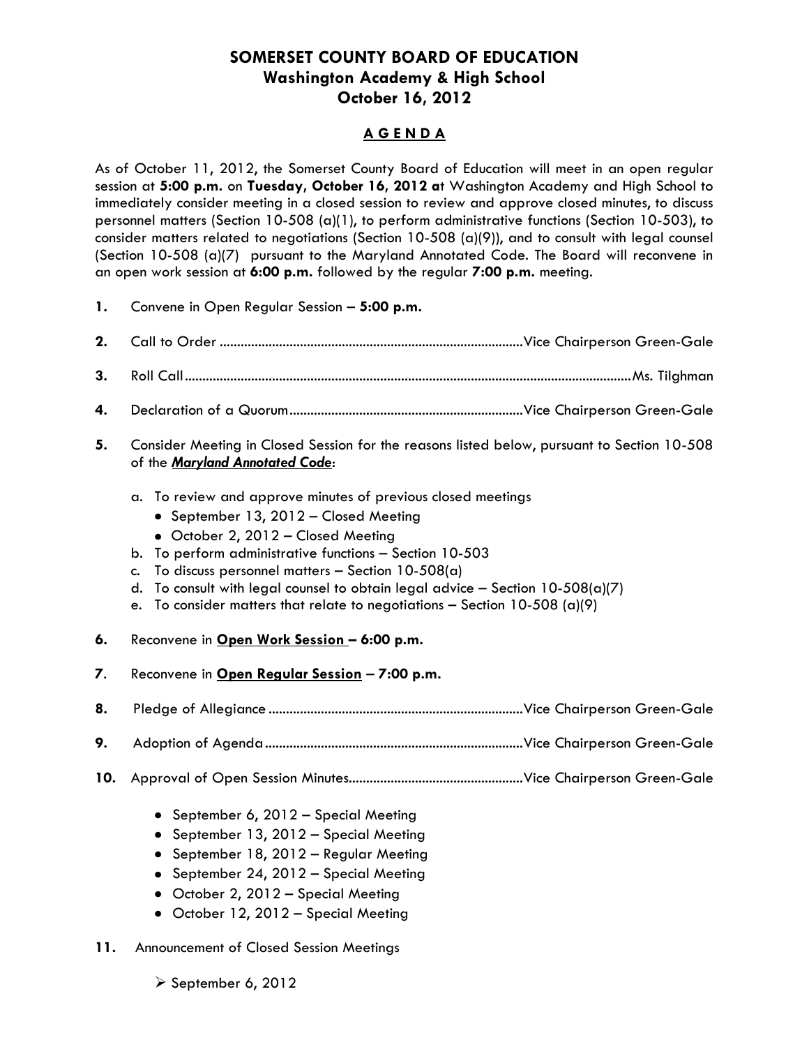# SOMERSET COUNTY BOARD OF EDUCATION
## Washington Academy & High School
## October 16, 2012

### A G E N D A

As of October 11, 2012, the Somerset County Board of Education will meet in an open regular session at **5:00 p.m.** on **Tuesday, October 16, 2012 a**t Washington Academy and High School to immediately consider meeting in a closed session to review and approve closed minutes, to discuss personnel matters (Section 10-508 (a)(1), to perform administrative functions (Section 10-503), to consider matters related to negotiations (Section 10-508 (a)(9)), and to consult with legal counsel (Section 10-508 (a)(7) pursuant to the Maryland Annotated Code. The Board will reconvene in an open work session at **6:00 p.m.** followed by the regular **7:00 p.m.** meeting.

**1.** Convene in Open Regular Session – **5:00 p.m.**

**2.** Call to Order ........................................ Vice Chairperson Green-Gale

**3.** Roll Call ........................................ Ms. Tilghman

**4.** Declaration of a Quorum ........................................ Vice Chairperson Green-Gale

**5.** Consider Meeting in Closed Session for the reasons listed below, pursuant to Section 10-508 of the ***Maryland Annotated Code***:

a. To review and approve minutes of previous closed meetings
   - September 13, 2012 – Closed Meeting
   - October 2, 2012 – Closed Meeting

b. To perform administrative functions – Section 10-503

c. To discuss personnel matters – Section 10-508(a)

d. To consult with legal counsel to obtain legal advice – Section 10-508(a)(7)

e. To consider matters that relate to negotiations – Section 10-508 (a)(9)

**6.** Reconvene in **Open Work Session – 6:00 p.m.**

**7**. Reconvene in **Open Regular Session** – **7:00 p.m.**

**8.** Pledge of Allegiance ........................................ Vice Chairperson Green-Gale

**9.** Adoption of Agenda ........................................ Vice Chairperson Green-Gale

**10.** Approval of Open Session Minutes........................................ Vice Chairperson Green-Gale

- September 6, 2012 – Special Meeting
- September 13, 2012 – Special Meeting
- September 18, 2012 – Regular Meeting
- September 24, 2012 – Special Meeting
- October 2, 2012 – Special Meeting
- October 12, 2012 – Special Meeting

**11.** Announcement of Closed Session Meetings

- ➢ September 6, 2012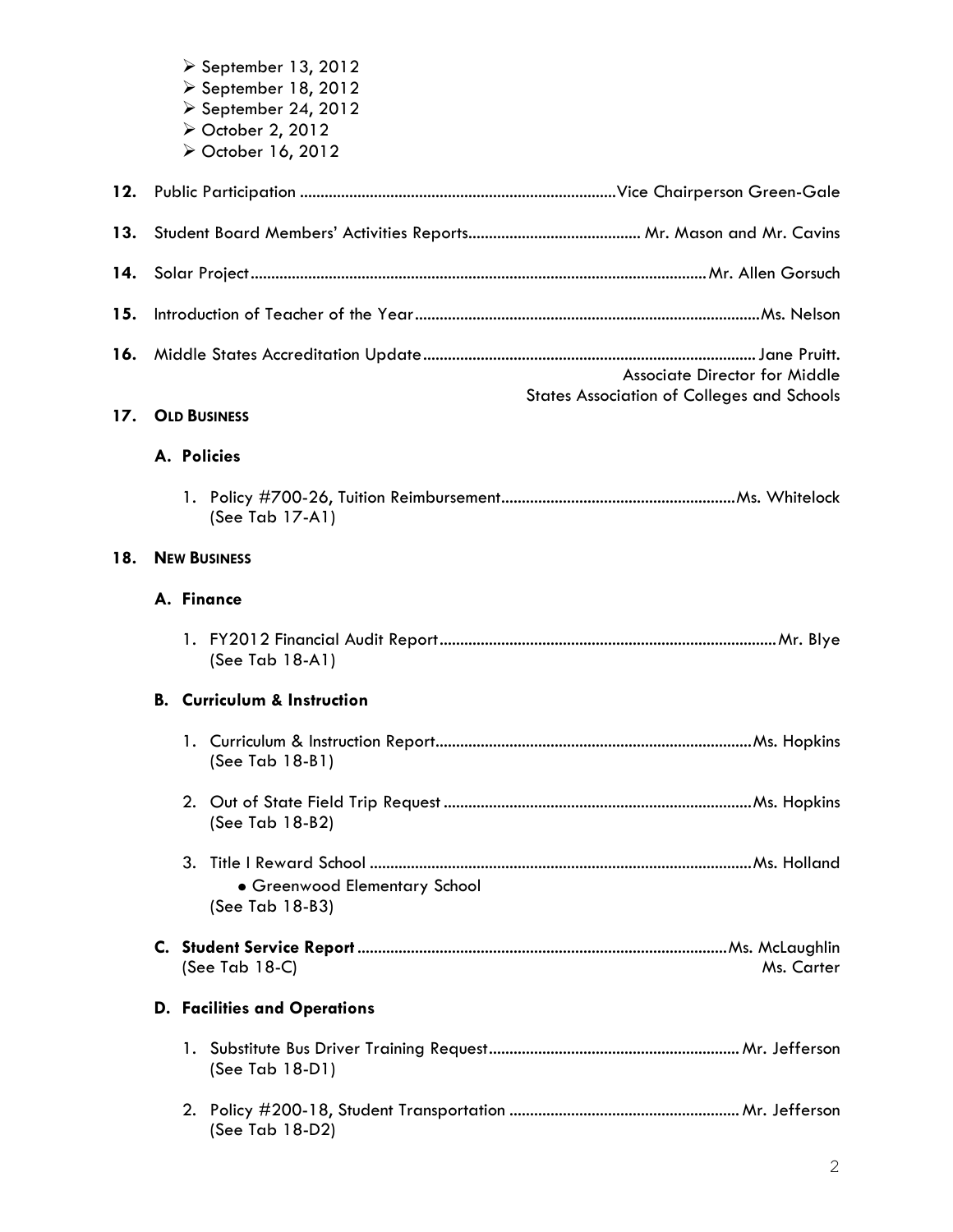- September 13, 2012
- September 18, 2012
- September 24, 2012
- October 2, 2012
- October 16, 2012

**12.** Public Participation ............................................................................ Vice Chairperson Green-Gale

**13.** Student Board Members' Activities Reports......................................... Mr. Mason and Mr. Cavins

**14.** Solar Project............................................................................................................. Mr. Allen Gorsuch

**15.** Introduction of Teacher of the Year.................................................................................. Ms. Nelson

**16.** Middle States Accreditation Update................................................................................ Jane Pruitt.
Associate Director for Middle
States Association of Colleges and Schools

## 17. OLD BUSINESS

### A. Policies

1. Policy #700-26, Tuition Reimbursement........................................................ Ms. Whitelock
   (See Tab 17-A1)

## 18. NEW BUSINESS

### A. Finance

1. FY2012 Financial Audit Report................................................................................. Mr. Blye
   (See Tab 18-A1)

### B. Curriculum & Instruction

1. Curriculum & Instruction Report............................................................................ Ms. Hopkins
   (See Tab 18-B1)

2. Out of State Field Trip Request .......................................................................... Ms. Hopkins
   (See Tab 18-B2)

3. Title I Reward School ........................................................................................... Ms. Holland
   - Greenwood Elementary School

   (See Tab 18-B3)

### C. Student Service Report ........................................................................................ Ms. McLaughlin

(See Tab 18-C) Ms. Carter

### D. Facilities and Operations

1. Substitute Bus Driver Training Request............................................................ Mr. Jefferson
   (See Tab 18-D1)

2. Policy #200-18, Student Transportation ....................................................... Mr. Jefferson
   (See Tab 18-D2)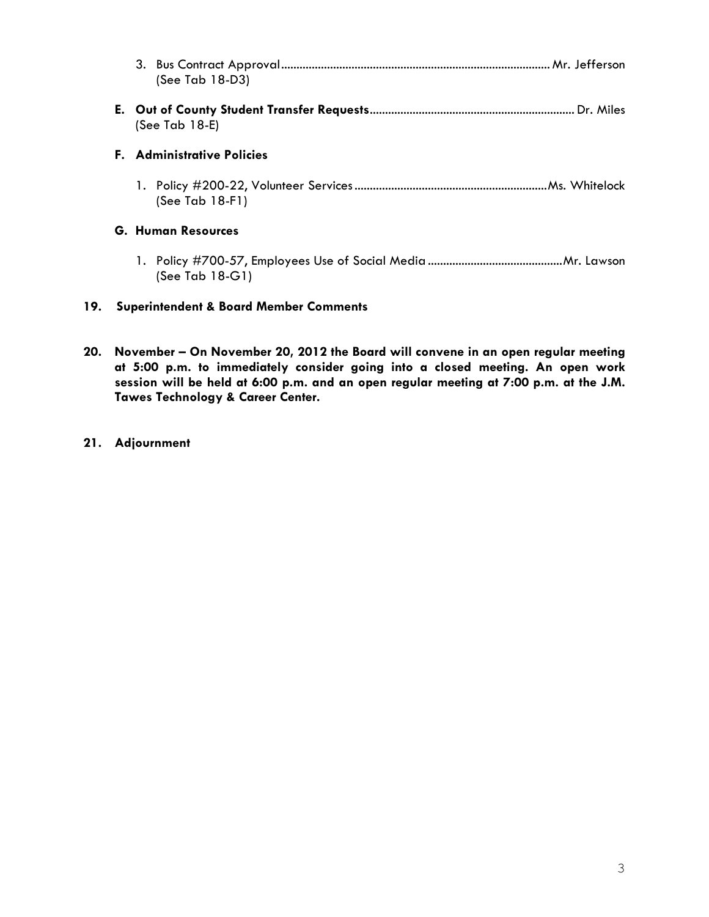3. Bus Contract Approval........................................................................................ Mr. Jefferson
   (See Tab 18-D3)

**E. Out of County Student Transfer Requests**.................................................................. Dr. Miles
   (See Tab 18-E)

**F. Administrative Policies**

1. Policy #200-22, Volunteer Services ..............................................................Ms. Whitelock
   (See Tab 18-F1)

**G. Human Resources**

1. Policy #700-57, Employees Use of Social Media ............................................Mr. Lawson
   (See Tab 18-G1)

**19. Superintendent & Board Member Comments**

**20. November – On November 20, 2012 the Board will convene in an open regular meeting at 5:00 p.m. to immediately consider going into a closed meeting. An open work session will be held at 6:00 p.m. and an open regular meeting at 7:00 p.m. at the J.M. Tawes Technology & Career Center.**

**21. Adjournment**